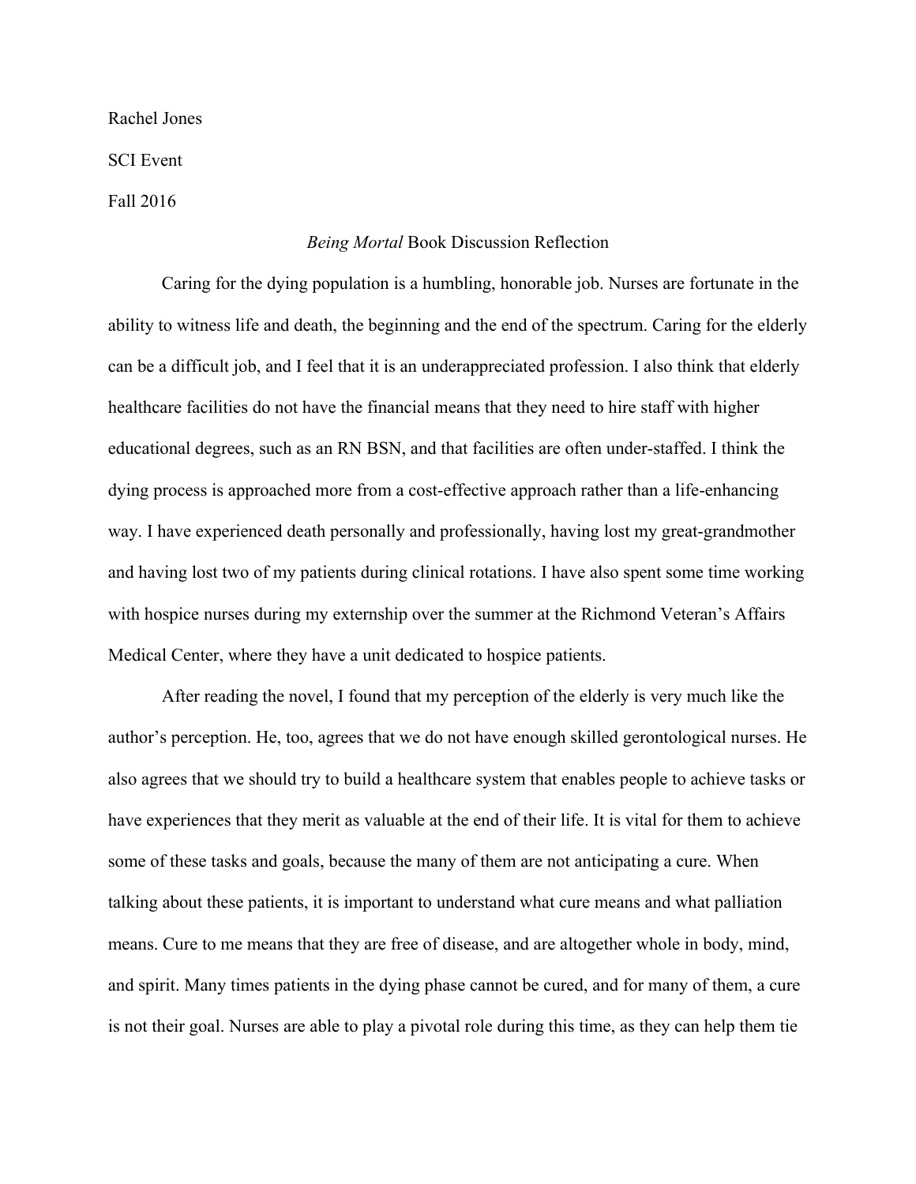Rachel Jones

SCI Event

Fall 2016

# *Being Mortal* Book Discussion Reflection

Caring for the dying population is a humbling, honorable job. Nurses are fortunate in the ability to witness life and death, the beginning and the end of the spectrum. Caring for the elderly can be a difficult job, and I feel that it is an underappreciated profession. I also think that elderly healthcare facilities do not have the financial means that they need to hire staff with higher educational degrees, such as an RN BSN, and that facilities are often under-staffed. I think the dying process is approached more from a cost-effective approach rather than a life-enhancing way. I have experienced death personally and professionally, having lost my great-grandmother and having lost two of my patients during clinical rotations. I have also spent some time working with hospice nurses during my externship over the summer at the Richmond Veteran's Affairs Medical Center, where they have a unit dedicated to hospice patients.

After reading the novel, I found that my perception of the elderly is very much like the author's perception. He, too, agrees that we do not have enough skilled gerontological nurses. He also agrees that we should try to build a healthcare system that enables people to achieve tasks or have experiences that they merit as valuable at the end of their life. It is vital for them to achieve some of these tasks and goals, because the many of them are not anticipating a cure. When talking about these patients, it is important to understand what cure means and what palliation means. Cure to me means that they are free of disease, and are altogether whole in body, mind, and spirit. Many times patients in the dying phase cannot be cured, and for many of them, a cure is not their goal. Nurses are able to play a pivotal role during this time, as they can help them tie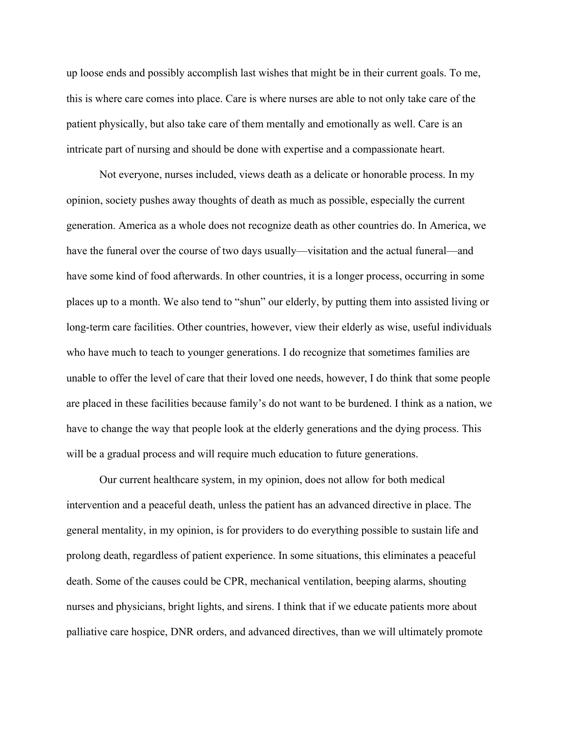up loose ends and possibly accomplish last wishes that might be in their current goals. To me, this is where care comes into place. Care is where nurses are able to not only take care of the patient physically, but also take care of them mentally and emotionally as well. Care is an intricate part of nursing and should be done with expertise and a compassionate heart.

Not everyone, nurses included, views death as a delicate or honorable process. In my opinion, society pushes away thoughts of death as much as possible, especially the current generation. America as a whole does not recognize death as other countries do. In America, we have the funeral over the course of two days usually—visitation and the actual funeral—and have some kind of food afterwards. In other countries, it is a longer process, occurring in some places up to a month. We also tend to "shun" our elderly, by putting them into assisted living or long-term care facilities. Other countries, however, view their elderly as wise, useful individuals who have much to teach to younger generations. I do recognize that sometimes families are unable to offer the level of care that their loved one needs, however, I do think that some people are placed in these facilities because family's do not want to be burdened. I think as a nation, we have to change the way that people look at the elderly generations and the dying process. This will be a gradual process and will require much education to future generations.

Our current healthcare system, in my opinion, does not allow for both medical intervention and a peaceful death, unless the patient has an advanced directive in place. The general mentality, in my opinion, is for providers to do everything possible to sustain life and prolong death, regardless of patient experience. In some situations, this eliminates a peaceful death. Some of the causes could be CPR, mechanical ventilation, beeping alarms, shouting nurses and physicians, bright lights, and sirens. I think that if we educate patients more about palliative care hospice, DNR orders, and advanced directives, than we will ultimately promote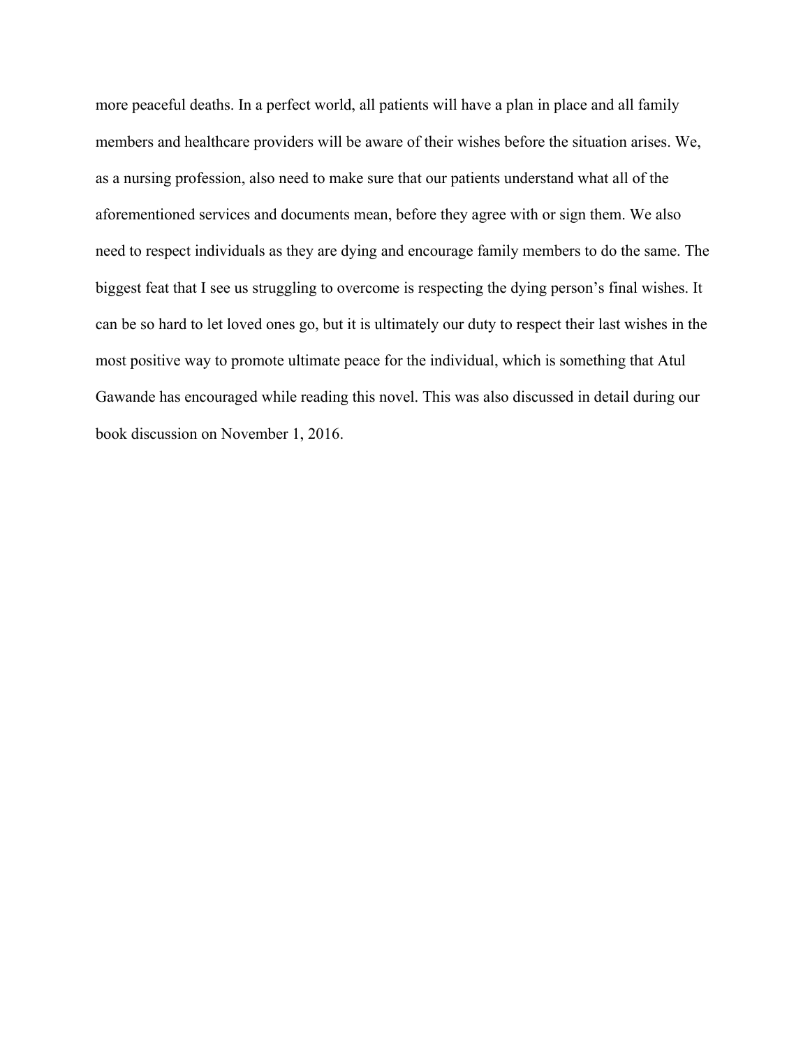more peaceful deaths. In a perfect world, all patients will have a plan in place and all family members and healthcare providers will be aware of their wishes before the situation arises. We, as a nursing profession, also need to make sure that our patients understand what all of the aforementioned services and documents mean, before they agree with or sign them. We also need to respect individuals as they are dying and encourage family members to do the same. The biggest feat that I see us struggling to overcome is respecting the dying person's final wishes. It can be so hard to let loved ones go, but it is ultimately our duty to respect their last wishes in the most positive way to promote ultimate peace for the individual, which is something that Atul Gawande has encouraged while reading this novel. This was also discussed in detail during our book discussion on November 1, 2016.